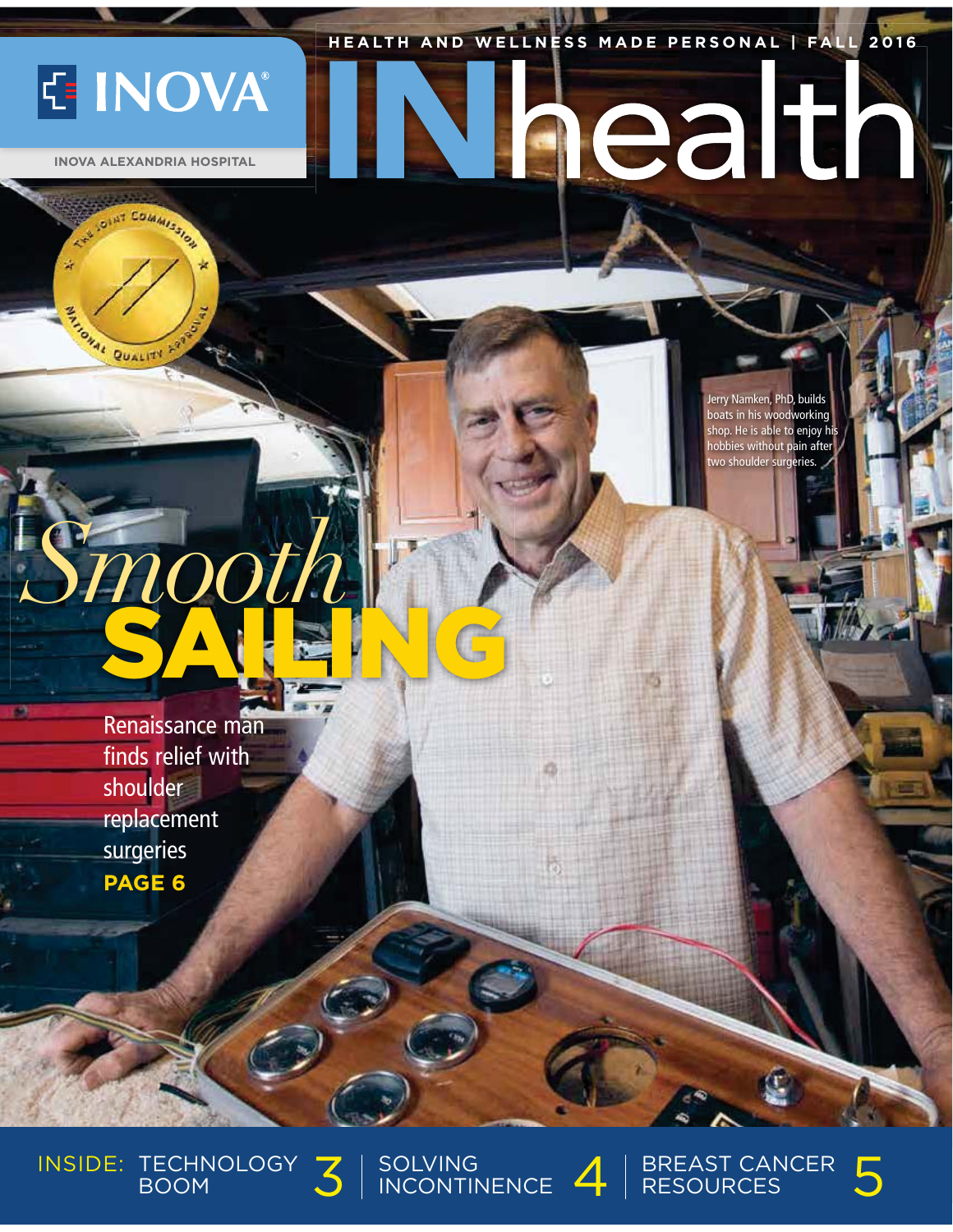INOVA®

INOVA ALEXANDRIA HOSPITAL

HEALTH AND WELLNESS MADE PERSONAL | FALL 2016

# INhealth

The Joint Commission National Quality Approval

Jerry Namken, PhD, builds boats in his woodworking shop. He is able to enjoy his hobbies without pain after two shoulder surgeries.

## *Smooth* SAILING

Renaissance man finds relief with shoulder replacement surgeries

**PAGE 6**

INSIDE: TECHNOLOGY BOOM 3 | SOLVING INCONTINENCE 4 | BREAST CANCER RESOURCES 5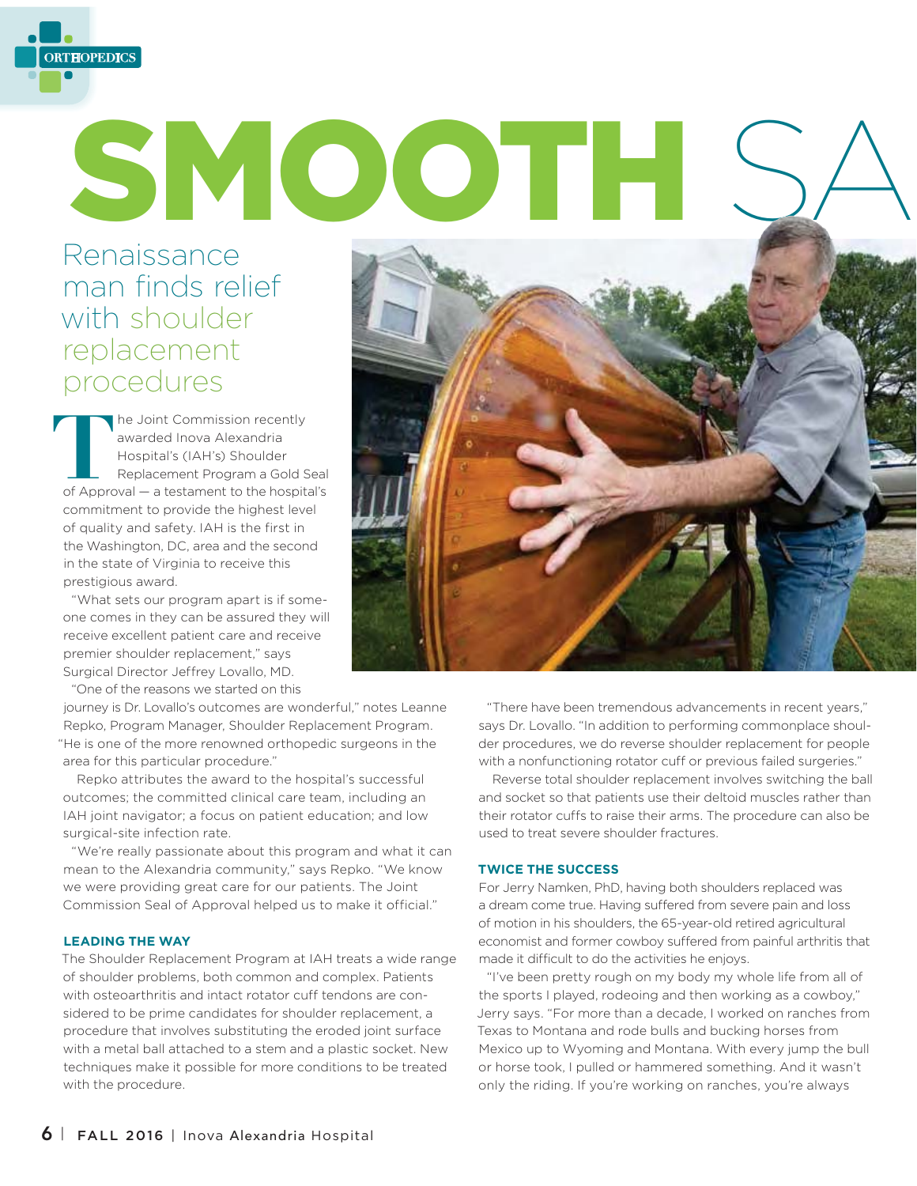# SMOOTH SA

## Renaissance man finds relief with shoulder replacement procedures

The Joint Commission recently awarded Inova Alexandria Hospital's (IAH's) Shoulder Replacement Program a Gold Seal of Approval — a testament to the hospital's commitment to provide the highest level of quality and safety. IAH is the first in the Washington, DC, area and the second in the state of Virginia to receive this prestigious award.

"What sets our program apart is if someone comes in they can be assured they will receive excellent patient care and receive premier shoulder replacement," says Surgical Director Jeffrey Lovallo, MD.

"One of the reasons we started on this journey is Dr. Lovallo's outcomes are wonderful," notes Leanne Repko, Program Manager, Shoulder Replacement Program. "He is one of the more renowned orthopedic surgeons in the area for this particular procedure."

Repko attributes the award to the hospital's successful outcomes; the committed clinical care team, including an IAH joint navigator; a focus on patient education; and low surgical-site infection rate.

"We're really passionate about this program and what it can mean to the Alexandria community," says Repko. "We know we were providing great care for our patients. The Joint Commission Seal of Approval helped us to make it official."

### LEADING THE WAY

The Shoulder Replacement Program at IAH treats a wide range of shoulder problems, both common and complex. Patients with osteoarthritis and intact rotator cuff tendons are considered to be prime candidates for shoulder replacement, a procedure that involves substituting the eroded joint surface with a metal ball attached to a stem and a plastic socket. New techniques make it possible for more conditions to be treated with the procedure.

"There have been tremendous advancements in recent years," says Dr. Lovallo. "In addition to performing commonplace shoulder procedures, we do reverse shoulder replacement for people with a nonfunctioning rotator cuff or previous failed surgeries."

Reverse total shoulder replacement involves switching the ball and socket so that patients use their deltoid muscles rather than their rotator cuffs to raise their arms. The procedure can also be used to treat severe shoulder fractures.

### TWICE THE SUCCESS

For Jerry Namken, PhD, having both shoulders replaced was a dream come true. Having suffered from severe pain and loss of motion in his shoulders, the 65-year-old retired agricultural economist and former cowboy suffered from painful arthritis that made it difficult to do the activities he enjoys.

"I've been pretty rough on my body my whole life from all of the sports I played, rodeoing and then working as a cowboy," Jerry says. "For more than a decade, I worked on ranches from Texas to Montana and rode bulls and bucking horses from Mexico up to Wyoming and Montana. With every jump the bull or horse took, I pulled or hammered something. And it wasn't only the riding. If you're working on ranches, you're always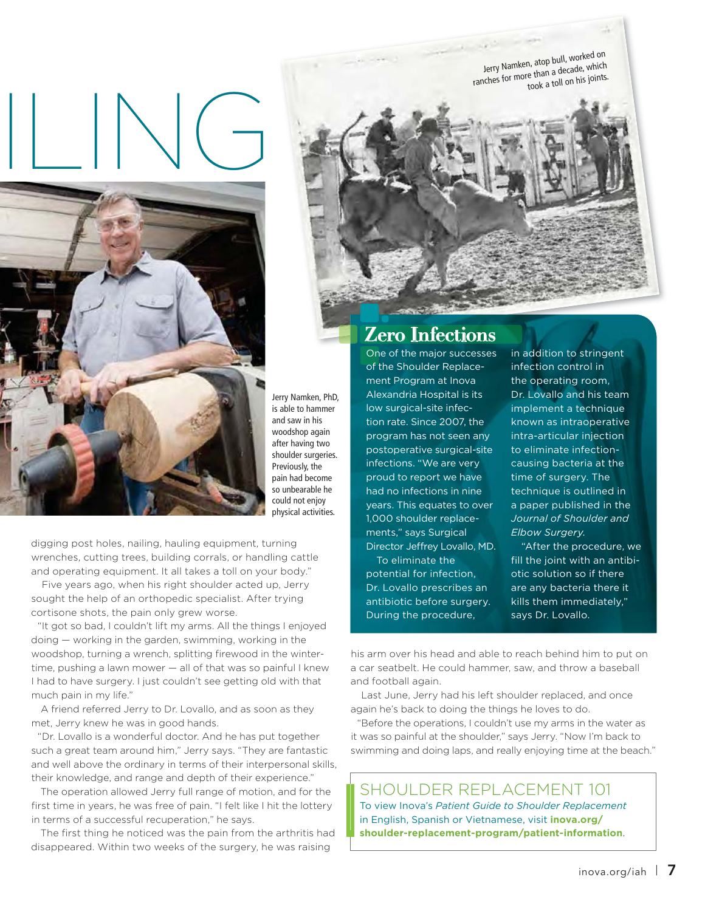ILING

Jerry Namken, atop bull, worked on ranches for more than a decade, which took a toll on his joints.

Jerry Namken, PhD, is able to hammer and saw in his woodshop again after having two shoulder surgeries. Previously, the pain had become so unbearable he could not enjoy physical activities.

digging post holes, nailing, hauling equipment, turning wrenches, cutting trees, building corrals, or handling cattle and operating equipment. It all takes a toll on your body."

Five years ago, when his right shoulder acted up, Jerry sought the help of an orthopedic specialist. After trying cortisone shots, the pain only grew worse.

"It got so bad, I couldn't lift my arms. All the things I enjoyed doing — working in the garden, swimming, working in the woodshop, turning a wrench, splitting firewood in the wintertime, pushing a lawn mower — all of that was so painful I knew I had to have surgery. I just couldn't see getting old with that much pain in my life."

A friend referred Jerry to Dr. Lovallo, and as soon as they met, Jerry knew he was in good hands.

"Dr. Lovallo is a wonderful doctor. And he has put together such a great team around him," Jerry says. "They are fantastic and well above the ordinary in terms of their interpersonal skills, their knowledge, and range and depth of their experience."

The operation allowed Jerry full range of motion, and for the first time in years, he was free of pain. "I felt like I hit the lottery in terms of a successful recuperation," he says.

The first thing he noticed was the pain from the arthritis had disappeared. Within two weeks of the surgery, he was raising his arm over his head and able to reach behind him to put on a car seatbelt. He could hammer, saw, and throw a baseball and football again.

Last June, Jerry had his left shoulder replaced, and once again he's back to doing the things he loves to do.

"Before the operations, I couldn't use my arms in the water as it was so painful at the shoulder," says Jerry. "Now I'm back to swimming and doing laps, and really enjoying time at the beach."

## Zero Infections

One of the major successes of the Shoulder Replacement Program at Inova Alexandria Hospital is its low surgical-site infection rate. Since 2007, the program has not seen any postoperative surgical-site infections. "We are very proud to report we have had no infections in nine years. This equates to over 1,000 shoulder replacements," says Surgical Director Jeffrey Lovallo, MD.

To eliminate the potential for infection, Dr. Lovallo prescribes an antibiotic before surgery. During the procedure, in addition to stringent infection control in the operating room, Dr. Lovallo and his team implement a technique known as intraoperative intra-articular injection to eliminate infection-causing bacteria at the time of surgery. The technique is outlined in a paper published in the *Journal of Shoulder and Elbow Surgery.*

"After the procedure, we fill the joint with an antibiotic solution so if there are any bacteria there it kills them immediately," says Dr. Lovallo.

## SHOULDER REPLACEMENT 101

To view Inova's *Patient Guide to Shoulder Replacement* in English, Spanish or Vietnamese, visit **inova.org/shoulder-replacement-program/patient-information**.